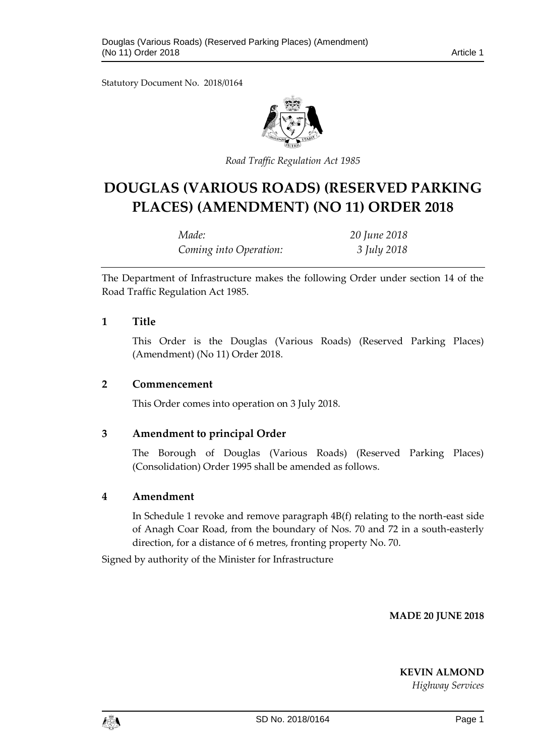Statutory Document No. 2018/0164

*Road Traffic Regulation Act 1985*

# DOUGLAS (VARIOUS ROADS) (RESERVED PARKING PLACES) (AMENDMENT) (NO 11) ORDER 2018

| | |
|---|---|
| *Made:* | *20 June 2018* |
| *Coming into Operation:* | *3 July 2018* |

The Department of Infrastructure makes the following Order under section 14 of the Road Traffic Regulation Act 1985.

## 1 Title

This Order is the Douglas (Various Roads) (Reserved Parking Places) (Amendment) (No 11) Order 2018.

## 2 Commencement

This Order comes into operation on 3 July 2018.

## 3 Amendment to principal Order

The Borough of Douglas (Various Roads) (Reserved Parking Places) (Consolidation) Order 1995 shall be amended as follows.

## 4 Amendment

In Schedule 1 revoke and remove paragraph 4B(f) relating to the north-east side of Anagh Coar Road, from the boundary of Nos. 70 and 72 in a south-easterly direction, for a distance of 6 metres, fronting property No. 70.

Signed by authority of the Minister for Infrastructure

**MADE 20 JUNE 2018**

**KEVIN ALMOND**
*Highway Services*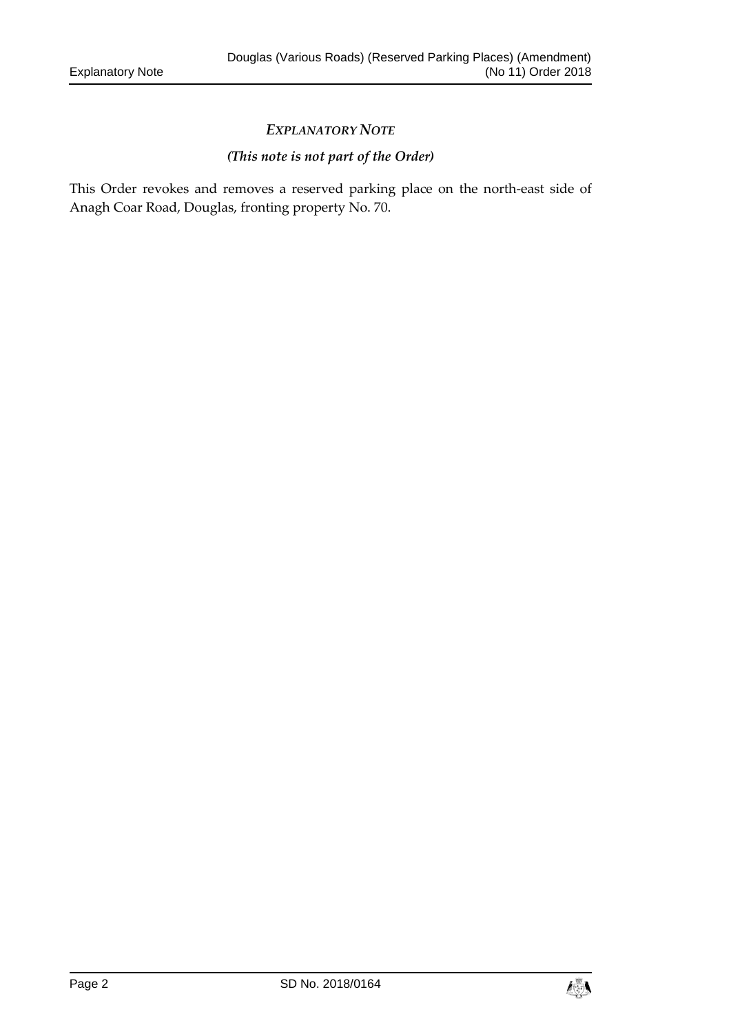## *EXPLANATORY NOTE*

***(This note is not part of the Order)***

This Order revokes and removes a reserved parking place on the north-east side of Anagh Coar Road, Douglas, fronting property No. 70.